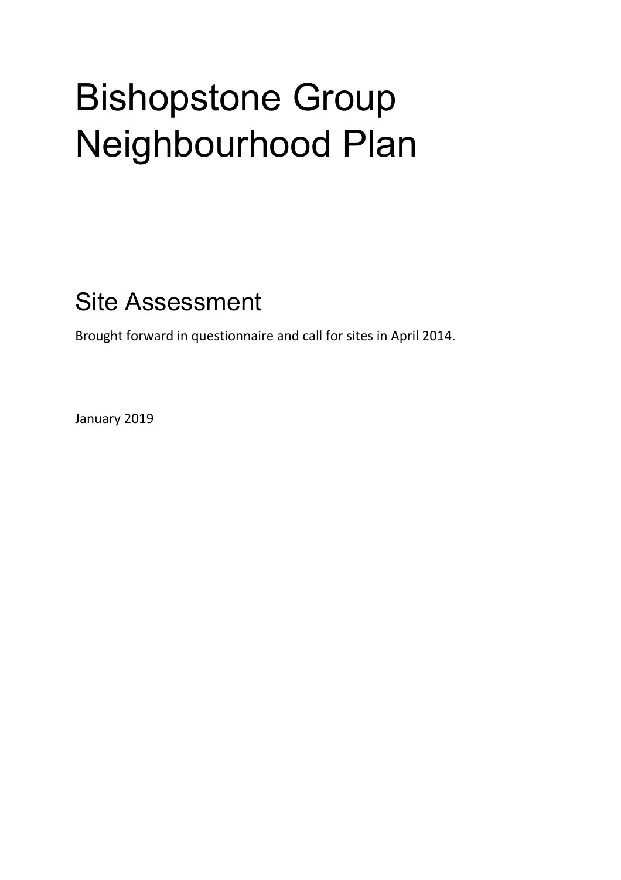# Bishopstone Group Neighbourhood Plan

## Site Assessment

Brought forward in questionnaire and call for sites in April 2014.

January 2019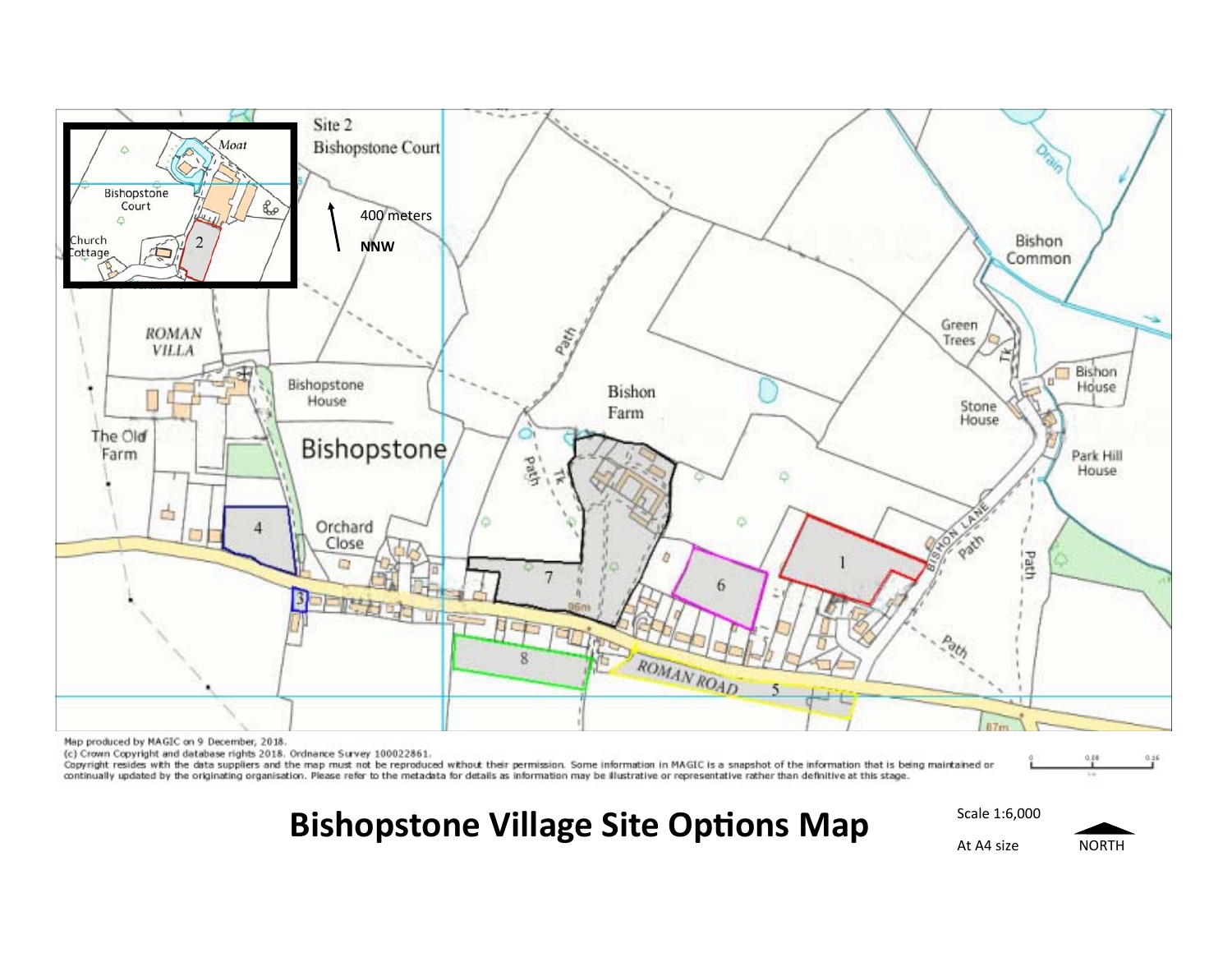Site 2
Bishopstone Court

400 meters

NNW

Map produced by MAGIC on 9 December, 2018.
(c) Crown Copyright and database rights 2018. Ordnance Survey 100022861.
Copyright resides with the data suppliers and the map must not be reproduced without their permission. Some information in MAGIC is a snapshot of the information that is being maintained or continually updated by the originating organisation. Please refer to the metadata for details as information may be illustrative or representative rather than definitive at this stage.

# Bishopstone Village Site Options Map

Scale 1:6,000

At A4 size

NORTH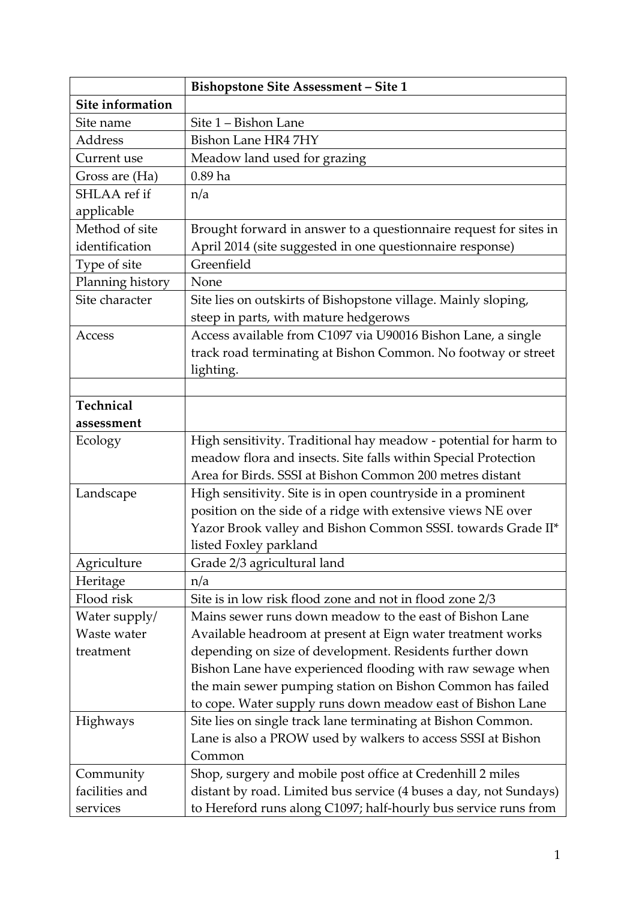| | **Bishopstone Site Assessment – Site 1** |
|---|---|
| **Site information** | |
| Site name | Site 1 – Bishon Lane |
| Address | Bishon Lane HR4 7HY |
| Current use | Meadow land used for grazing |
| Gross are (Ha) | 0.89 ha |
| SHLAA ref if applicable | n/a |
| Method of site identification | Brought forward in answer to a questionnaire request for sites in April 2014 (site suggested in one questionnaire response) |
| Type of site | Greenfield |
| Planning history | None |
| Site character | Site lies on outskirts of Bishopstone village. Mainly sloping, steep in parts, with mature hedgerows |
| Access | Access available from C1097 via U90016 Bishon Lane, a single track road terminating at Bishon Common. No footway or street lighting. |
| | |
| **Technical assessment** | |
| Ecology | High sensitivity. Traditional hay meadow - potential for harm to meadow flora and insects. Site falls within Special Protection Area for Birds. SSSI at Bishon Common 200 metres distant |
| Landscape | High sensitivity. Site is in open countryside in a prominent position on the side of a ridge with extensive views NE over Yazor Brook valley and Bishon Common SSSI. towards Grade II* listed Foxley parkland |
| Agriculture | Grade 2/3 agricultural land |
| Heritage | n/a |
| Flood risk | Site is in low risk flood zone and not in flood zone 2/3 |
| Water supply/ Waste water treatment | Mains sewer runs down meadow to the east of Bishon Lane Available headroom at present at Eign water treatment works depending on size of development. Residents further down Bishon Lane have experienced flooding with raw sewage when the main sewer pumping station on Bishon Common has failed to cope. Water supply runs down meadow east of Bishon Lane |
| Highways | Site lies on single track lane terminating at Bishon Common. Lane is also a PROW used by walkers to access SSSI at Bishon Common |
| Community facilities and services | Shop, surgery and mobile post office at Credenhill 2 miles distant by road. Limited bus service (4 buses a day, not Sundays) to Hereford runs along C1097; half-hourly bus service runs from |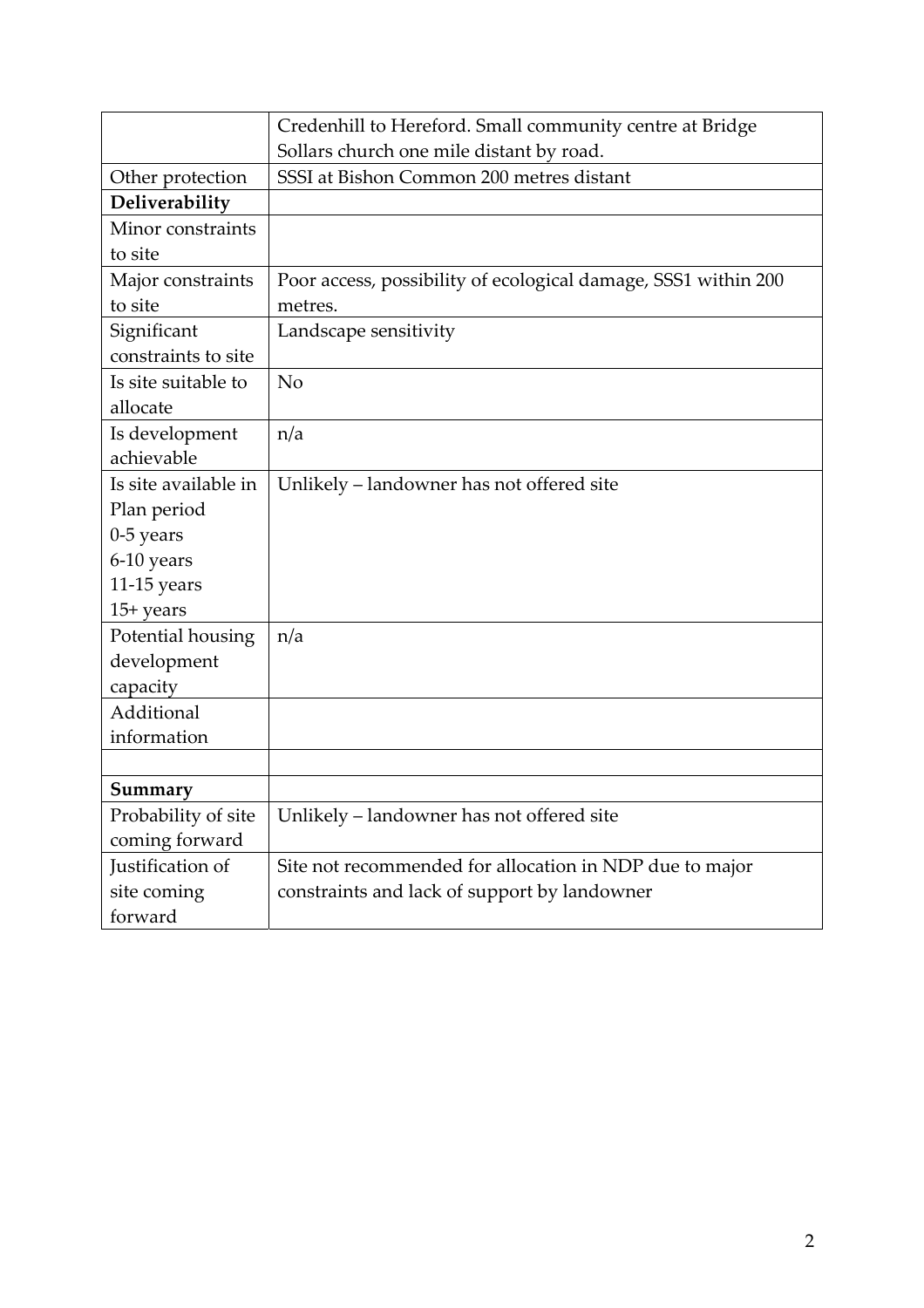| | |
|---|---|
| | Credenhill to Hereford. Small community centre at Bridge Sollars church one mile distant by road. |
| Other protection | SSSI at Bishon Common 200 metres distant |
| **Deliverability** | |
| Minor constraints to site | |
| Major constraints to site | Poor access, possibility of ecological damage, SSS1 within 200 metres. |
| Significant constraints to site | Landscape sensitivity |
| Is site suitable to allocate | No |
| Is development achievable | n/a |
| Is site available in Plan period<br>0-5 years<br>6-10 years<br>11-15 years<br>15+ years | Unlikely – landowner has not offered site |
| Potential housing development capacity | n/a |
| Additional information | |
| | |
| **Summary** | |
| Probability of site coming forward | Unlikely – landowner has not offered site |
| Justification of site coming forward | Site not recommended for allocation in NDP due to major constraints and lack of support by landowner |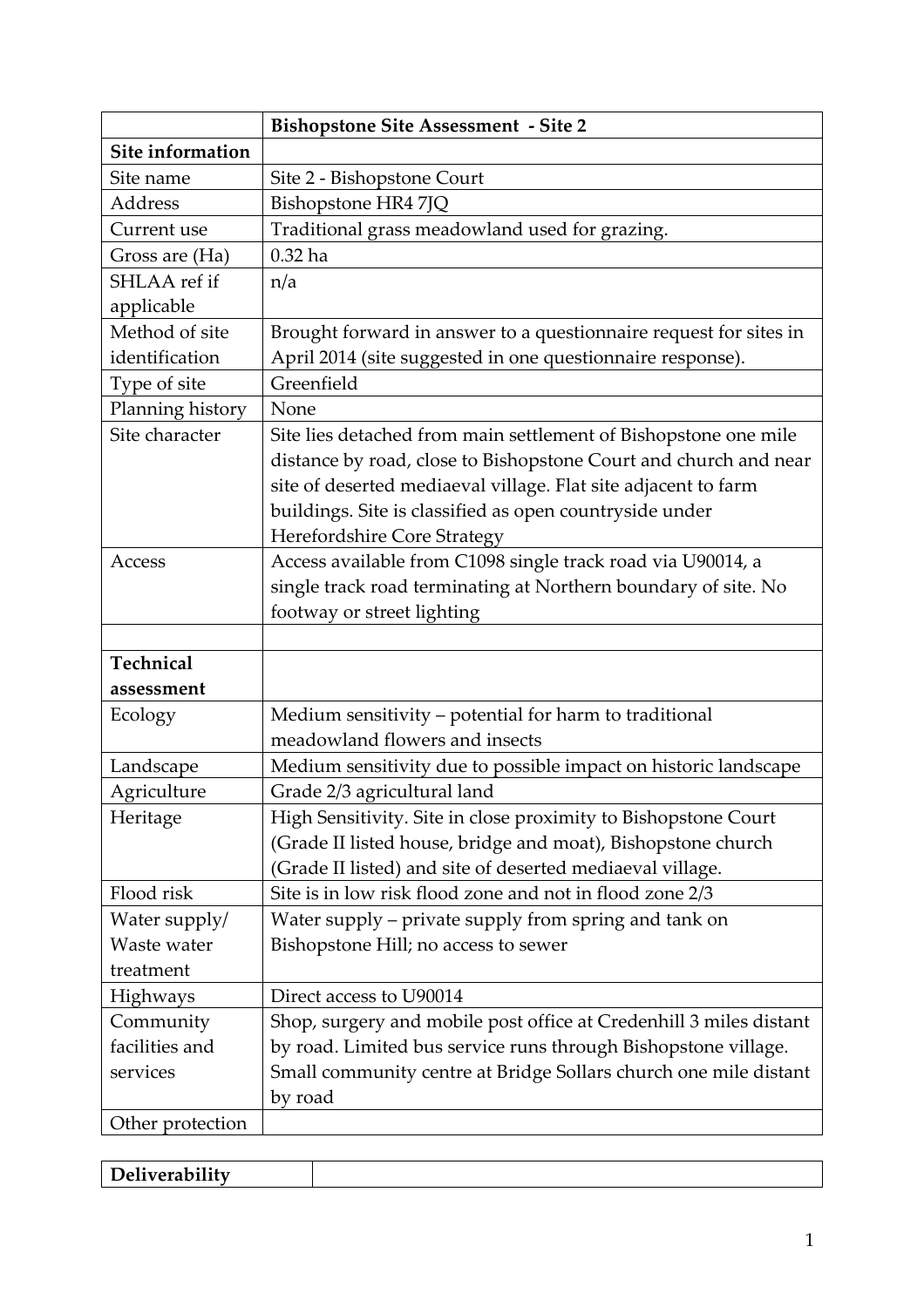| | **Bishopstone Site Assessment - Site 2** |
|---|---|
| **Site information** | |
| Site name | Site 2 - Bishopstone Court |
| Address | Bishopstone HR4 7JQ |
| Current use | Traditional grass meadowland used for grazing. |
| Gross are (Ha) | 0.32 ha |
| SHLAA ref if applicable | n/a |
| Method of site identification | Brought forward in answer to a questionnaire request for sites in April 2014 (site suggested in one questionnaire response). |
| Type of site | Greenfield |
| Planning history | None |
| Site character | Site lies detached from main settlement of Bishopstone one mile distance by road, close to Bishopstone Court and church and near site of deserted mediaeval village. Flat site adjacent to farm buildings. Site is classified as open countryside under Herefordshire Core Strategy |
| Access | Access available from C1098 single track road via U90014, a single track road terminating at Northern boundary of site. No footway or street lighting |
| | |
| **Technical assessment** | |
| Ecology | Medium sensitivity – potential for harm to traditional meadowland flowers and insects |
| Landscape | Medium sensitivity due to possible impact on historic landscape |
| Agriculture | Grade 2/3 agricultural land |
| Heritage | High Sensitivity. Site in close proximity to Bishopstone Court (Grade II listed house, bridge and moat), Bishopstone church (Grade II listed) and site of deserted mediaeval village. |
| Flood risk | Site is in low risk flood zone and not in flood zone 2/3 |
| Water supply/ Waste water treatment | Water supply – private supply from spring and tank on Bishopstone Hill; no access to sewer |
| Highways | Direct access to U90014 |
| Community facilities and services | Shop, surgery and mobile post office at Credenhill 3 miles distant by road. Limited bus service runs through Bishopstone village. Small community centre at Bridge Sollars church one mile distant by road |
| Other protection | |

| **Deliverability** | |
|---|---|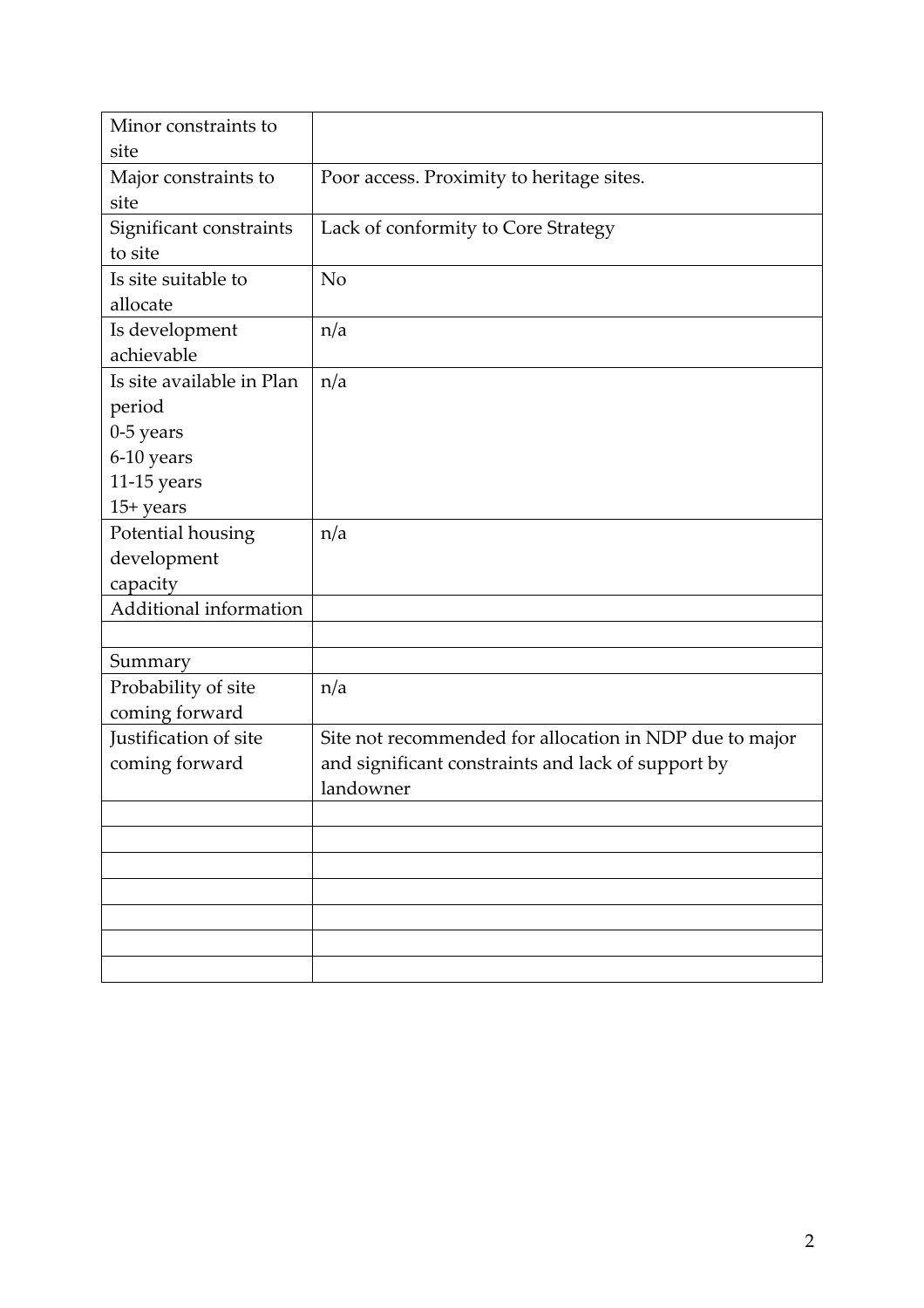| | |
|---|---|
| Minor constraints to site | |
| Major constraints to site | Poor access. Proximity to heritage sites. |
| Significant constraints to site | Lack of conformity to Core Strategy |
| Is site suitable to allocate | No |
| Is development achievable | n/a |
| Is site available in Plan period<br>0-5 years<br>6-10 years<br>11-15 years<br>15+ years | n/a |
| Potential housing development capacity | n/a |
| Additional information | |
| | |
| Summary | |
| Probability of site coming forward | n/a |
| Justification of site coming forward | Site not recommended for allocation in NDP due to major and significant constraints and lack of support by landowner |
| | |
| | |
| | |
| | |
| | |
| | |
| | |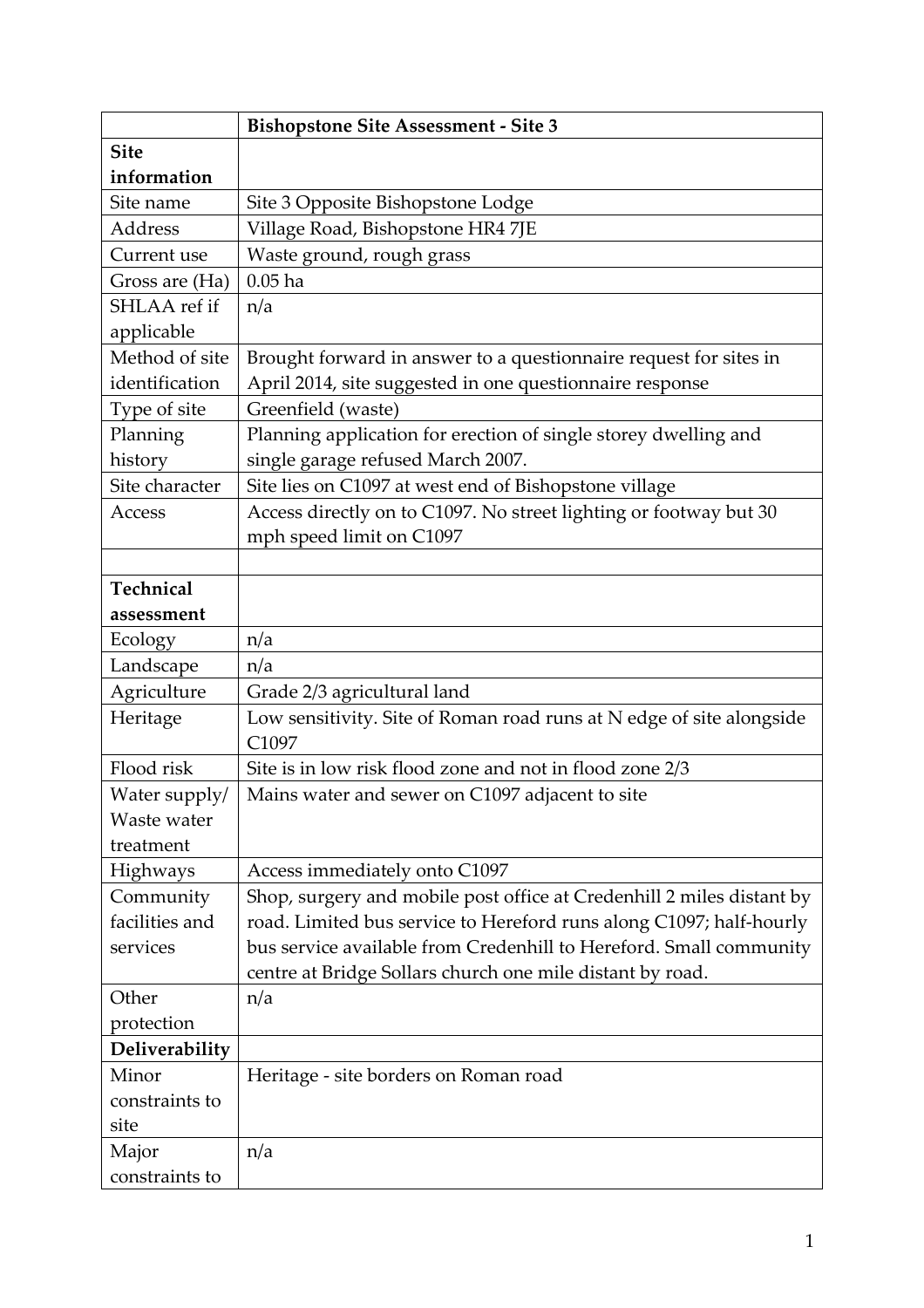| | **Bishopstone Site Assessment - Site 3** |
|---|---|
| **Site information** | |
| Site name | Site 3 Opposite Bishopstone Lodge |
| Address | Village Road, Bishopstone HR4 7JE |
| Current use | Waste ground, rough grass |
| Gross are (Ha) | 0.05 ha |
| SHLAA ref if applicable | n/a |
| Method of site identification | Brought forward in answer to a questionnaire request for sites in April 2014, site suggested in one questionnaire response |
| Type of site | Greenfield (waste) |
| Planning history | Planning application for erection of single storey dwelling and single garage refused March 2007. |
| Site character | Site lies on C1097 at west end of Bishopstone village |
| Access | Access directly on to C1097. No street lighting or footway but 30 mph speed limit on C1097 |
| | |
| **Technical assessment** | |
| Ecology | n/a |
| Landscape | n/a |
| Agriculture | Grade 2/3 agricultural land |
| Heritage | Low sensitivity. Site of Roman road runs at N edge of site alongside C1097 |
| Flood risk | Site is in low risk flood zone and not in flood zone 2/3 |
| Water supply/ Waste water treatment | Mains water and sewer on C1097 adjacent to site |
| Highways | Access immediately onto C1097 |
| Community facilities and services | Shop, surgery and mobile post office at Credenhill 2 miles distant by road. Limited bus service to Hereford runs along C1097; half-hourly bus service available from Credenhill to Hereford. Small community centre at Bridge Sollars church one mile distant by road. |
| Other protection | n/a |
| **Deliverability** | |
| Minor constraints to site | Heritage - site borders on Roman road |
| Major constraints to | n/a |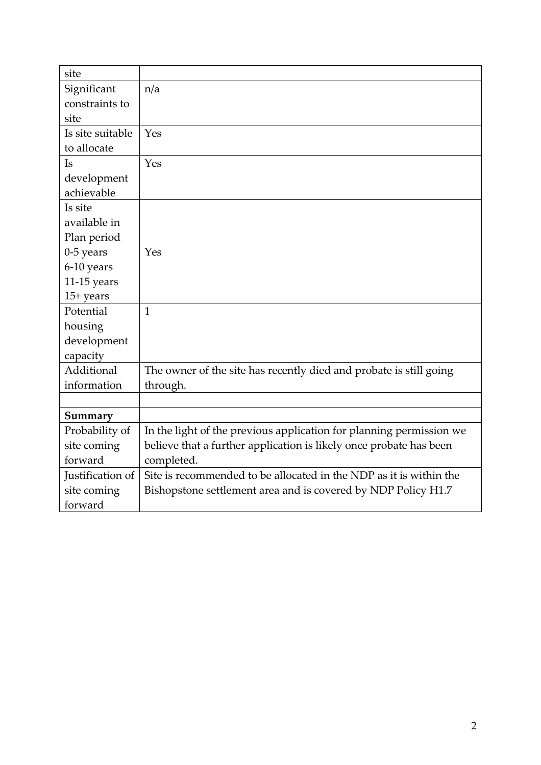| | |
|---|---|
| site | |
| Significant constraints to site | n/a |
| Is site suitable to allocate | Yes |
| Is development achievable | Yes |
| Is site available in Plan period 0-5 years 6-10 years 11-15 years 15+ years | Yes |
| Potential housing development capacity | 1 |
| Additional information | The owner of the site has recently died and probate is still going through. |
| | |
| **Summary** | |
| Probability of site coming forward | In the light of the previous application for planning permission we believe that a further application is likely once probate has been completed. |
| Justification of site coming forward | Site is recommended to be allocated in the NDP as it is within the Bishopstone settlement area and is covered by NDP Policy H1.7 |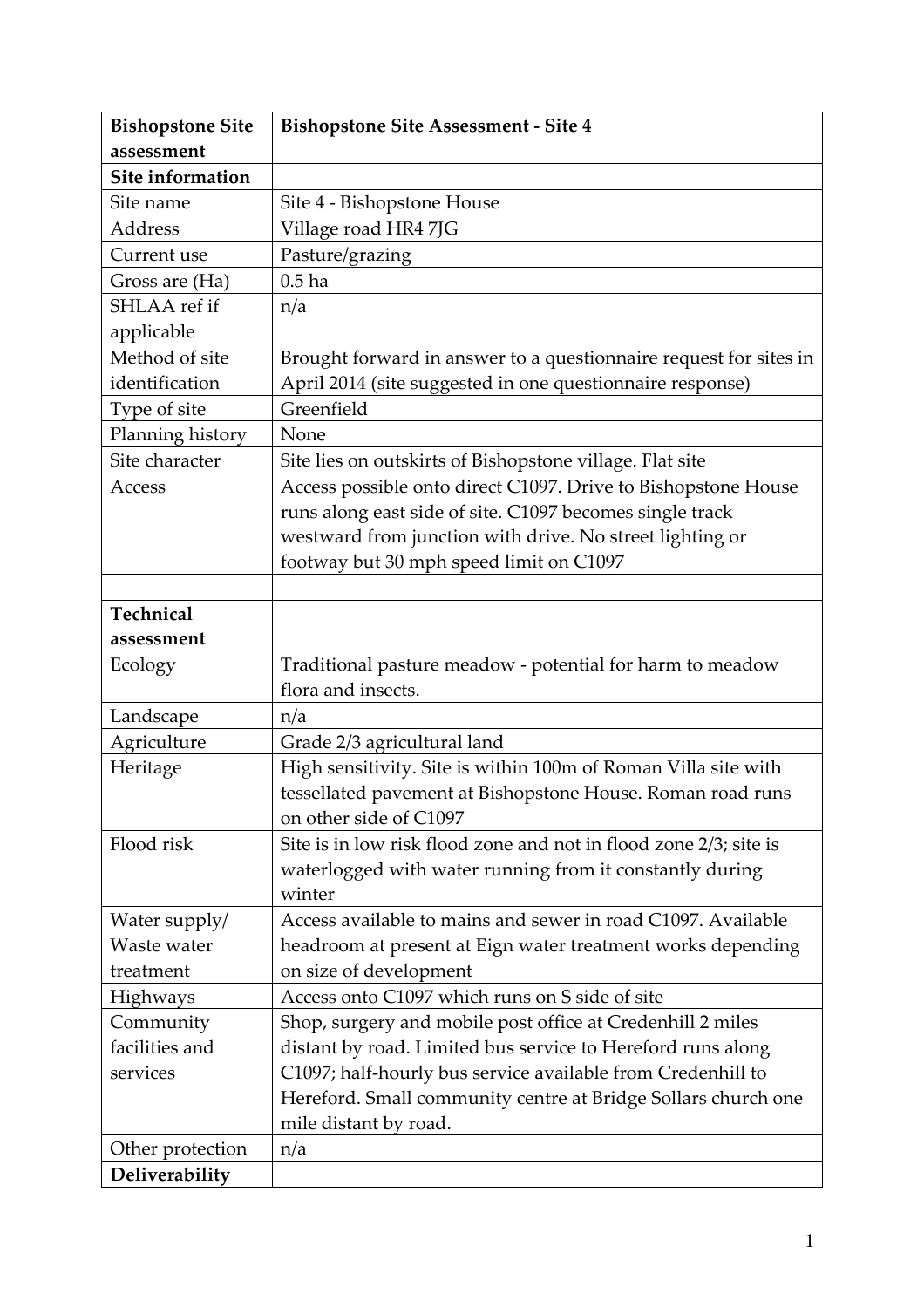| **Bishopstone Site assessment** | **Bishopstone Site Assessment - Site 4** |
|---|---|
| **Site information** | |
| Site name | Site 4 - Bishopstone House |
| Address | Village road HR4 7JG |
| Current use | Pasture/grazing |
| Gross are (Ha) | 0.5 ha |
| SHLAA ref if applicable | n/a |
| Method of site identification | Brought forward in answer to a questionnaire request for sites in April 2014 (site suggested in one questionnaire response) |
| Type of site | Greenfield |
| Planning history | None |
| Site character | Site lies on outskirts of Bishopstone village. Flat site |
| Access | Access possible onto direct C1097. Drive to Bishopstone House runs along east side of site. C1097 becomes single track westward from junction with drive. No street lighting or footway but 30 mph speed limit on C1097 |
| | |
| **Technical assessment** | |
| Ecology | Traditional pasture meadow - potential for harm to meadow flora and insects. |
| Landscape | n/a |
| Agriculture | Grade 2/3 agricultural land |
| Heritage | High sensitivity. Site is within 100m of Roman Villa site with tessellated pavement at Bishopstone House. Roman road runs on other side of C1097 |
| Flood risk | Site is in low risk flood zone and not in flood zone 2/3; site is waterlogged with water running from it constantly during winter |
| Water supply/ Waste water treatment | Access available to mains and sewer in road C1097. Available headroom at present at Eign water treatment works depending on size of development |
| Highways | Access onto C1097 which runs on S side of site |
| Community facilities and services | Shop, surgery and mobile post office at Credenhill 2 miles distant by road. Limited bus service to Hereford runs along C1097; half-hourly bus service available from Credenhill to Hereford. Small community centre at Bridge Sollars church one mile distant by road. |
| Other protection | n/a |
| **Deliverability** | |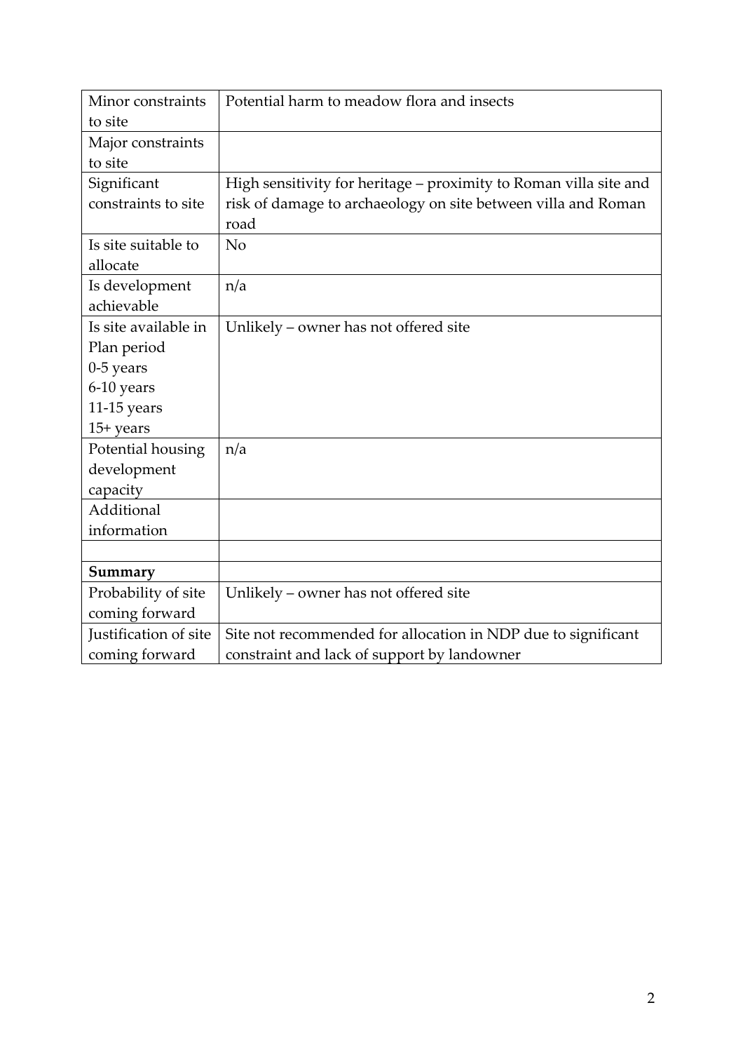| | |
|---|---|
| Minor constraints to site | Potential harm to meadow flora and insects |
| Major constraints to site | |
| Significant constraints to site | High sensitivity for heritage – proximity to Roman villa site and risk of damage to archaeology on site between villa and Roman road |
| Is site suitable to allocate | No |
| Is development achievable | n/a |
| Is site available in Plan period<br>0-5 years<br>6-10 years<br>11-15 years<br>15+ years | Unlikely – owner has not offered site |
| Potential housing development capacity | n/a |
| Additional information | |
| | |
| **Summary** | |
| Probability of site coming forward | Unlikely – owner has not offered site |
| Justification of site coming forward | Site not recommended for allocation in NDP due to significant constraint and lack of support by landowner |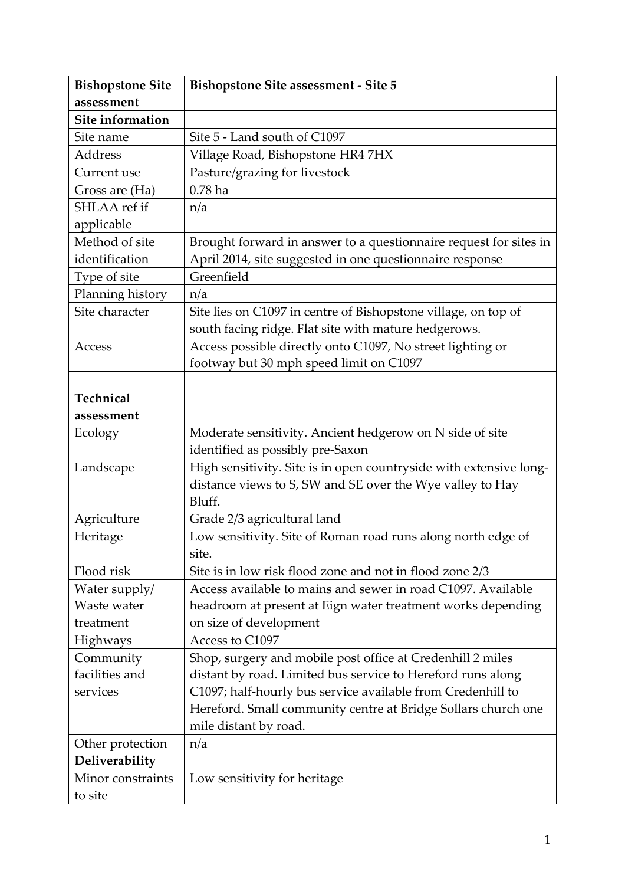| Bishopstone Site assessment | Bishopstone Site assessment - Site 5 |
|---|---|
| **Site information** | |
| Site name | Site 5 - Land south of C1097 |
| Address | Village Road, Bishopstone HR4 7HX |
| Current use | Pasture/grazing for livestock |
| Gross are (Ha) | 0.78 ha |
| SHLAA ref if applicable | n/a |
| Method of site identification | Brought forward in answer to a questionnaire request for sites in April 2014, site suggested in one questionnaire response |
| Type of site | Greenfield |
| Planning history | n/a |
| Site character | Site lies on C1097 in centre of Bishopstone village, on top of south facing ridge. Flat site with mature hedgerows. |
| Access | Access possible directly onto C1097, No street lighting or footway but 30 mph speed limit on C1097 |
| | |
| **Technical assessment** | |
| Ecology | Moderate sensitivity. Ancient hedgerow on N side of site identified as possibly pre-Saxon |
| Landscape | High sensitivity. Site is in open countryside with extensive long-distance views to S, SW and SE over the Wye valley to Hay Bluff. |
| Agriculture | Grade 2/3 agricultural land |
| Heritage | Low sensitivity. Site of Roman road runs along north edge of site. |
| Flood risk | Site is in low risk flood zone and not in flood zone 2/3 |
| Water supply/ Waste water treatment | Access available to mains and sewer in road C1097. Available headroom at present at Eign water treatment works depending on size of development |
| Highways | Access to C1097 |
| Community facilities and services | Shop, surgery and mobile post office at Credenhill 2 miles distant by road. Limited bus service to Hereford runs along C1097; half-hourly bus service available from Credenhill to Hereford. Small community centre at Bridge Sollars church one mile distant by road. |
| Other protection | n/a |
| **Deliverability** | |
| Minor constraints to site | Low sensitivity for heritage |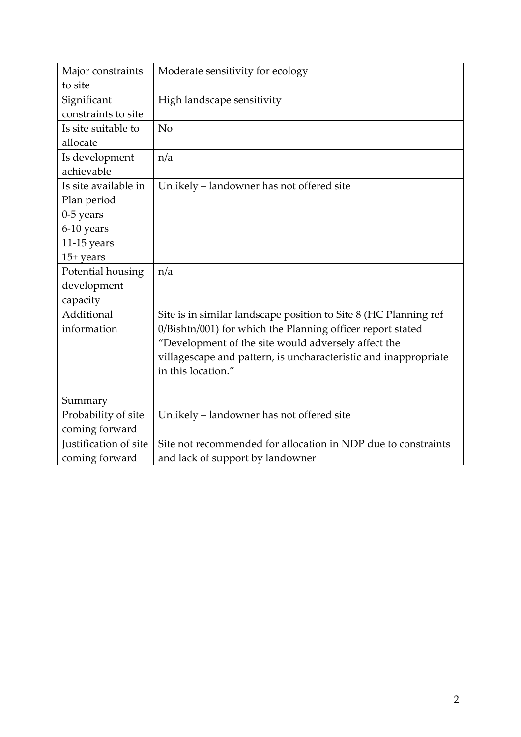| | |
|---|---|
| Major constraints to site | Moderate sensitivity for ecology |
| Significant constraints to site | High landscape sensitivity |
| Is site suitable to allocate | No |
| Is development achievable | n/a |
| Is site available in Plan period<br>0-5 years<br>6-10 years<br>11-15 years<br>15+ years | Unlikely – landowner has not offered site |
| Potential housing development capacity | n/a |
| Additional information | Site is in similar landscape position to Site 8 (HC Planning ref 0/Bishtn/001) for which the Planning officer report stated "Development of the site would adversely affect the villagescape and pattern, is uncharacteristic and inappropriate in this location." |
| | |
| Summary | |
| Probability of site coming forward | Unlikely – landowner has not offered site |
| Justification of site coming forward | Site not recommended for allocation in NDP due to constraints and lack of support by landowner |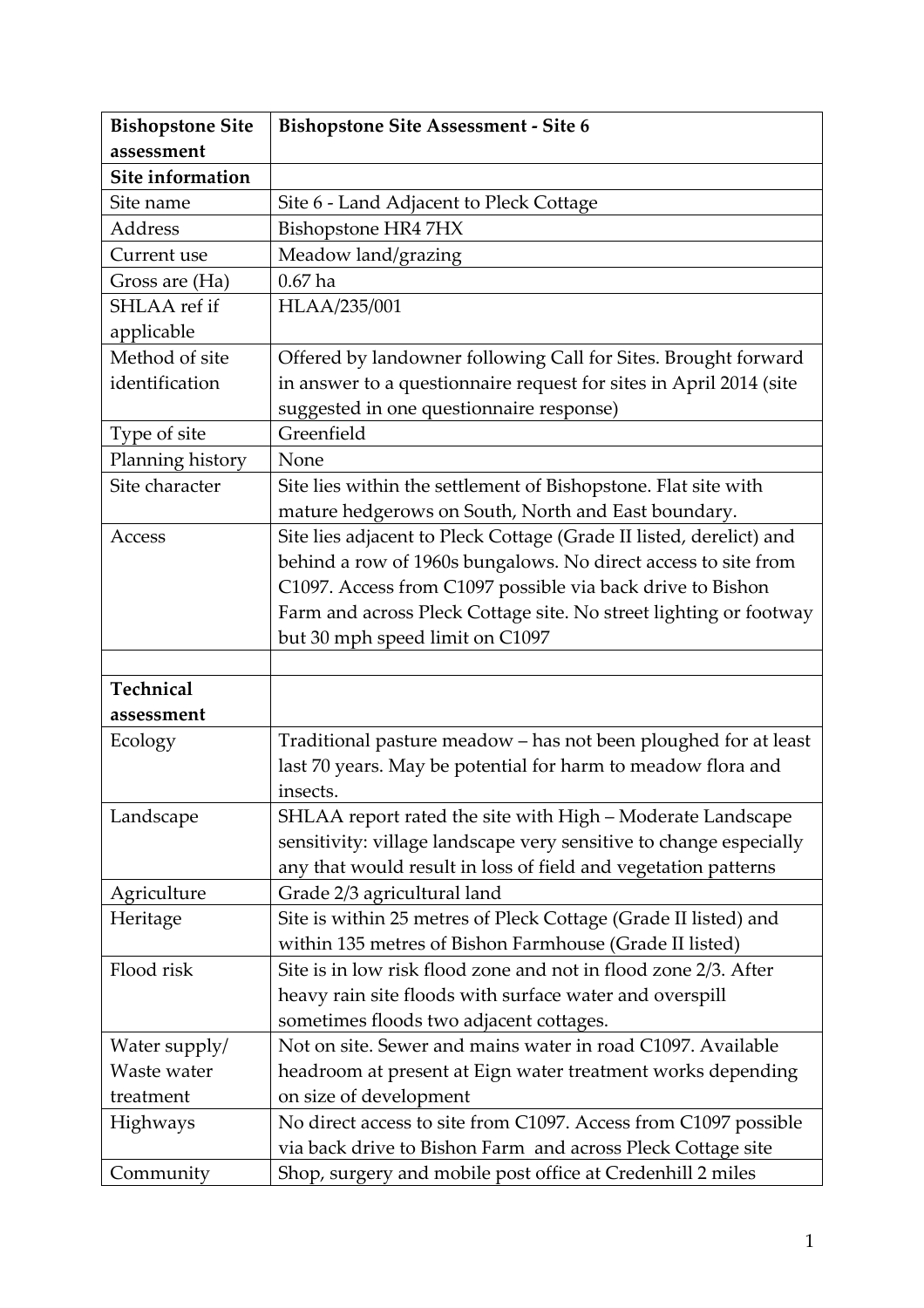| **Bishopstone Site assessment** | **Bishopstone Site Assessment - Site 6** |
|---|---|
| **Site information** | |
| Site name | Site 6 - Land Adjacent to Pleck Cottage |
| Address | Bishopstone HR4 7HX |
| Current use | Meadow land/grazing |
| Gross are (Ha) | 0.67 ha |
| SHLAA ref if applicable | HLAA/235/001 |
| Method of site identification | Offered by landowner following Call for Sites. Brought forward in answer to a questionnaire request for sites in April 2014 (site suggested in one questionnaire response) |
| Type of site | Greenfield |
| Planning history | None |
| Site character | Site lies within the settlement of Bishopstone. Flat site with mature hedgerows on South, North and East boundary. |
| Access | Site lies adjacent to Pleck Cottage (Grade II listed, derelict) and behind a row of 1960s bungalows. No direct access to site from C1097. Access from C1097 possible via back drive to Bishon Farm and across Pleck Cottage site. No street lighting or footway but 30 mph speed limit on C1097 |
| | |
| **Technical assessment** | |
| Ecology | Traditional pasture meadow – has not been ploughed for at least last 70 years. May be potential for harm to meadow flora and insects. |
| Landscape | SHLAA report rated the site with High – Moderate Landscape sensitivity: village landscape very sensitive to change especially any that would result in loss of field and vegetation patterns |
| Agriculture | Grade 2/3 agricultural land |
| Heritage | Site is within 25 metres of Pleck Cottage (Grade II listed) and within 135 metres of Bishon Farmhouse (Grade II listed) |
| Flood risk | Site is in low risk flood zone and not in flood zone 2/3. After heavy rain site floods with surface water and overspill sometimes floods two adjacent cottages. |
| Water supply/ Waste water treatment | Not on site. Sewer and mains water in road C1097. Available headroom at present at Eign water treatment works depending on size of development |
| Highways | No direct access to site from C1097. Access from C1097 possible via back drive to Bishon Farm and across Pleck Cottage site |
| Community | Shop, surgery and mobile post office at Credenhill 2 miles |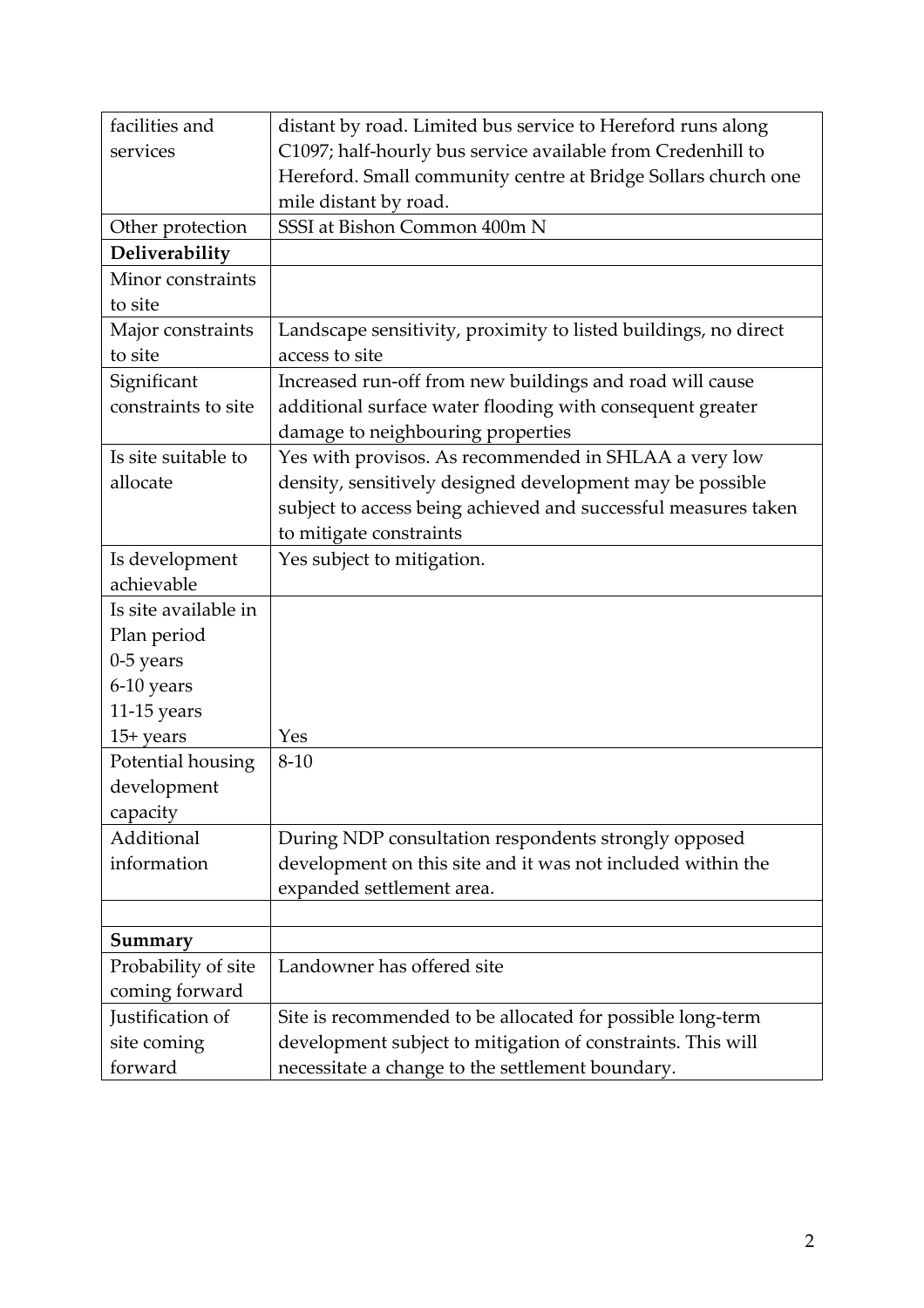| facilities and services | distant by road. Limited bus service to Hereford runs along C1097; half-hourly bus service available from Credenhill to Hereford. Small community centre at Bridge Sollars church one mile distant by road. |
|---|---|
| Other protection | SSSI at Bishon Common 400m N |
| **Deliverability** | |
| Minor constraints to site | |
| Major constraints to site | Landscape sensitivity, proximity to listed buildings, no direct access to site |
| Significant constraints to site | Increased run-off from new buildings and road will cause additional surface water flooding with consequent greater damage to neighbouring properties |
| Is site suitable to allocate | Yes with provisos. As recommended in SHLAA a very low density, sensitively designed development may be possible subject to access being achieved and successful measures taken to mitigate constraints |
| Is development achievable | Yes subject to mitigation. |
| Is site available in Plan period<br>0-5 years<br>6-10 years<br>11-15 years<br>15+ years | <br><br><br><br>Yes |
| Potential housing development capacity | 8-10 |
| Additional information | During NDP consultation respondents strongly opposed development on this site and it was not included within the expanded settlement area. |
| | |
| **Summary** | |
| Probability of site coming forward | Landowner has offered site |
| Justification of site coming forward | Site is recommended to be allocated for possible long-term development subject to mitigation of constraints. This will necessitate a change to the settlement boundary. |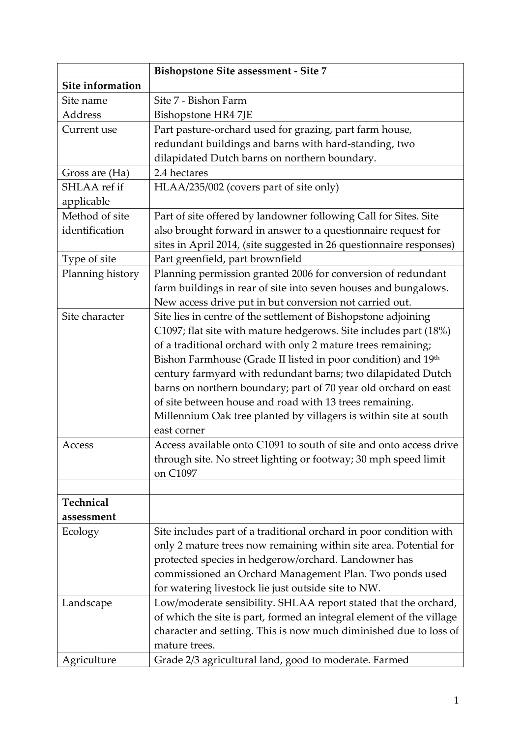| | **Bishopstone Site assessment - Site 7** |
|---|---|
| **Site information** | |
| Site name | Site 7 - Bishon Farm |
| Address | Bishopstone HR4 7JE |
| Current use | Part pasture-orchard used for grazing, part farm house, redundant buildings and barns with hard-standing, two dilapidated Dutch barns on northern boundary. |
| Gross are (Ha) | 2.4 hectares |
| SHLAA ref if applicable | HLAA/235/002 (covers part of site only) |
| Method of site identification | Part of site offered by landowner following Call for Sites. Site also brought forward in answer to a questionnaire request for sites in April 2014, (site suggested in 26 questionnaire responses) |
| Type of site | Part greenfield, part brownfield |
| Planning history | Planning permission granted 2006 for conversion of redundant farm buildings in rear of site into seven houses and bungalows. New access drive put in but conversion not carried out. |
| Site character | Site lies in centre of the settlement of Bishopstone adjoining C1097; flat site with mature hedgerows. Site includes part (18%) of a traditional orchard with only 2 mature trees remaining; Bishon Farmhouse (Grade II listed in poor condition) and 19th century farmyard with redundant barns; two dilapidated Dutch barns on northern boundary; part of 70 year old orchard on east of site between house and road with 13 trees remaining. Millennium Oak tree planted by villagers is within site at south east corner |
| Access | Access available onto C1091 to south of site and onto access drive through site. No street lighting or footway; 30 mph speed limit on C1097 |
| | |
| **Technical assessment** | |
| Ecology | Site includes part of a traditional orchard in poor condition with only 2 mature trees now remaining within site area. Potential for protected species in hedgerow/orchard. Landowner has commissioned an Orchard Management Plan. Two ponds used for watering livestock lie just outside site to NW. |
| Landscape | Low/moderate sensibility. SHLAA report stated that the orchard, of which the site is part, formed an integral element of the village character and setting. This is now much diminished due to loss of mature trees. |
| Agriculture | Grade 2/3 agricultural land, good to moderate. Farmed |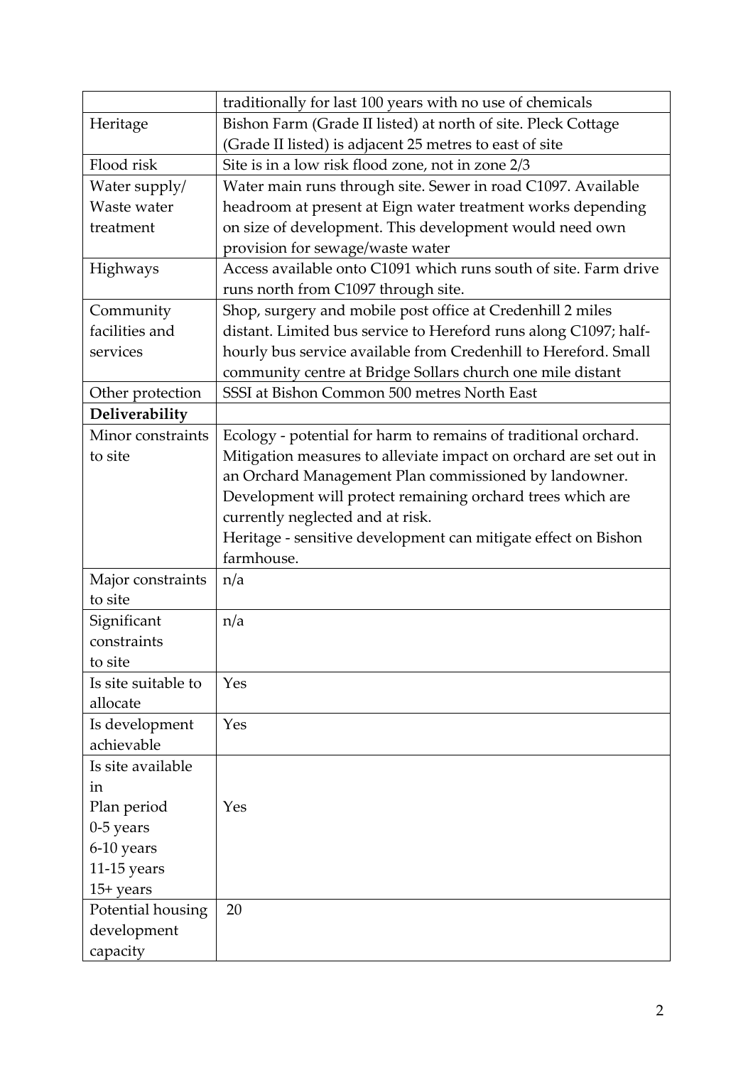| | |
|---|---|
| | traditionally for last 100 years with no use of chemicals |
| Heritage | Bishon Farm (Grade II listed) at north of site. Pleck Cottage (Grade II listed) is adjacent 25 metres to east of site |
| Flood risk | Site is in a low risk flood zone, not in zone 2/3 |
| Water supply/ Waste water treatment | Water main runs through site. Sewer in road C1097. Available headroom at present at Eign water treatment works depending on size of development. This development would need own provision for sewage/waste water |
| Highways | Access available onto C1091 which runs south of site. Farm drive runs north from C1097 through site. |
| Community facilities and services | Shop, surgery and mobile post office at Credenhill 2 miles distant. Limited bus service to Hereford runs along C1097; half-hourly bus service available from Credenhill to Hereford. Small community centre at Bridge Sollars church one mile distant |
| Other protection | SSSI at Bishon Common 500 metres North East |
| **Deliverability** | |
| Minor constraints to site | Ecology - potential for harm to remains of traditional orchard. Mitigation measures to alleviate impact on orchard are set out in an Orchard Management Plan commissioned by landowner. Development will protect remaining orchard trees which are currently neglected and at risk.<br>Heritage - sensitive development can mitigate effect on Bishon farmhouse. |
| Major constraints to site | n/a |
| Significant constraints to site | n/a |
| Is site suitable to allocate | Yes |
| Is development achievable | Yes |
| Is site available in<br>Plan period<br>0-5 years<br>6-10 years<br>11-15 years<br>15+ years | Yes |
| Potential housing development capacity | 20 |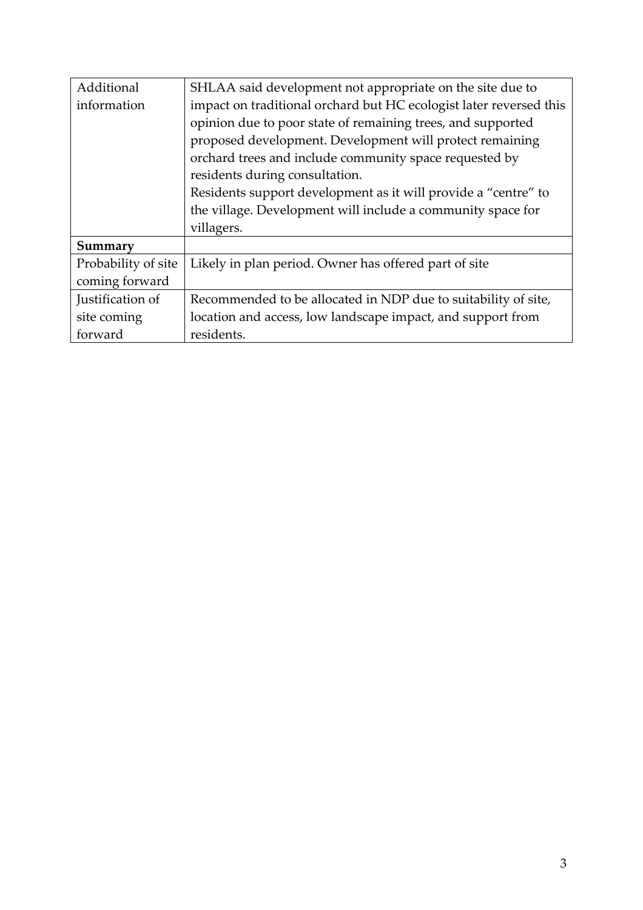| Additional information | SHLAA said development not appropriate on the site due to impact on traditional orchard but HC ecologist later reversed this opinion due to poor state of remaining trees, and supported proposed development. Development will protect remaining orchard trees and include community space requested by residents during consultation. Residents support development as it will provide a "centre" to the village. Development will include a community space for villagers. |
|---|---|
| **Summary** | |
| Probability of site coming forward | Likely in plan period. Owner has offered part of site |
| Justification of site coming forward | Recommended to be allocated in NDP due to suitability of site, location and access, low landscape impact, and support from residents. |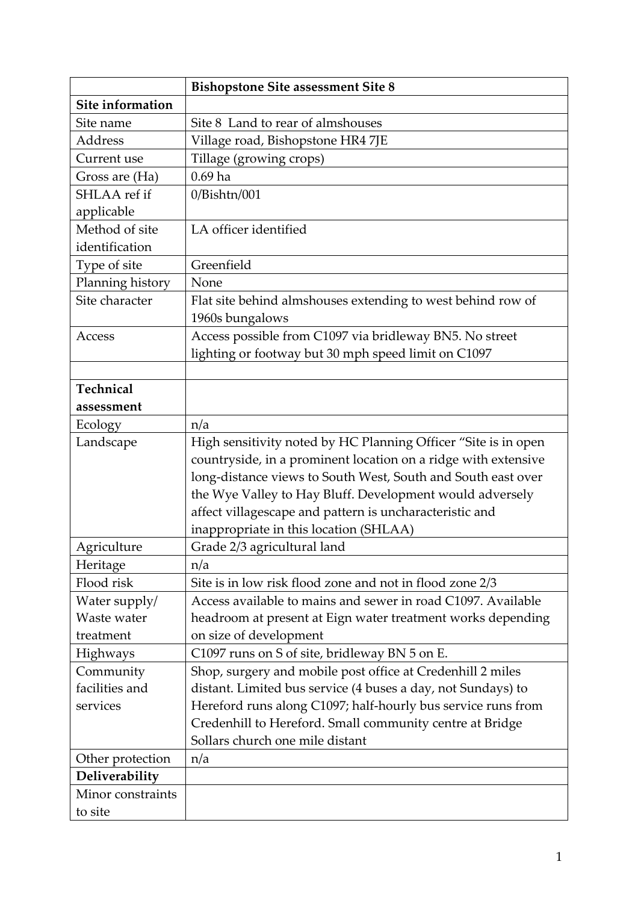| | Bishopstone Site assessment Site 8 |
|---|---|
| **Site information** | |
| Site name | Site 8 Land to rear of almshouses |
| Address | Village road, Bishopstone HR4 7JE |
| Current use | Tillage (growing crops) |
| Gross are (Ha) | 0.69 ha |
| SHLAA ref if applicable | 0/Bishtn/001 |
| Method of site identification | LA officer identified |
| Type of site | Greenfield |
| Planning history | None |
| Site character | Flat site behind almshouses extending to west behind row of 1960s bungalows |
| Access | Access possible from C1097 via bridleway BN5. No street lighting or footway but 30 mph speed limit on C1097 |
| | |
| **Technical assessment** | |
| Ecology | n/a |
| Landscape | High sensitivity noted by HC Planning Officer "Site is in open countryside, in a prominent location on a ridge with extensive long-distance views to South West, South and South east over the Wye Valley to Hay Bluff. Development would adversely affect villagescape and pattern is uncharacteristic and inappropriate in this location (SHLAA) |
| Agriculture | Grade 2/3 agricultural land |
| Heritage | n/a |
| Flood risk | Site is in low risk flood zone and not in flood zone 2/3 |
| Water supply/ Waste water treatment | Access available to mains and sewer in road C1097. Available headroom at present at Eign water treatment works depending on size of development |
| Highways | C1097 runs on S of site, bridleway BN 5 on E. |
| Community facilities and services | Shop, surgery and mobile post office at Credenhill 2 miles distant. Limited bus service (4 buses a day, not Sundays) to Hereford runs along C1097; half-hourly bus service runs from Credenhill to Hereford. Small community centre at Bridge Sollars church one mile distant |
| Other protection | n/a |
| **Deliverability** | |
| Minor constraints to site | |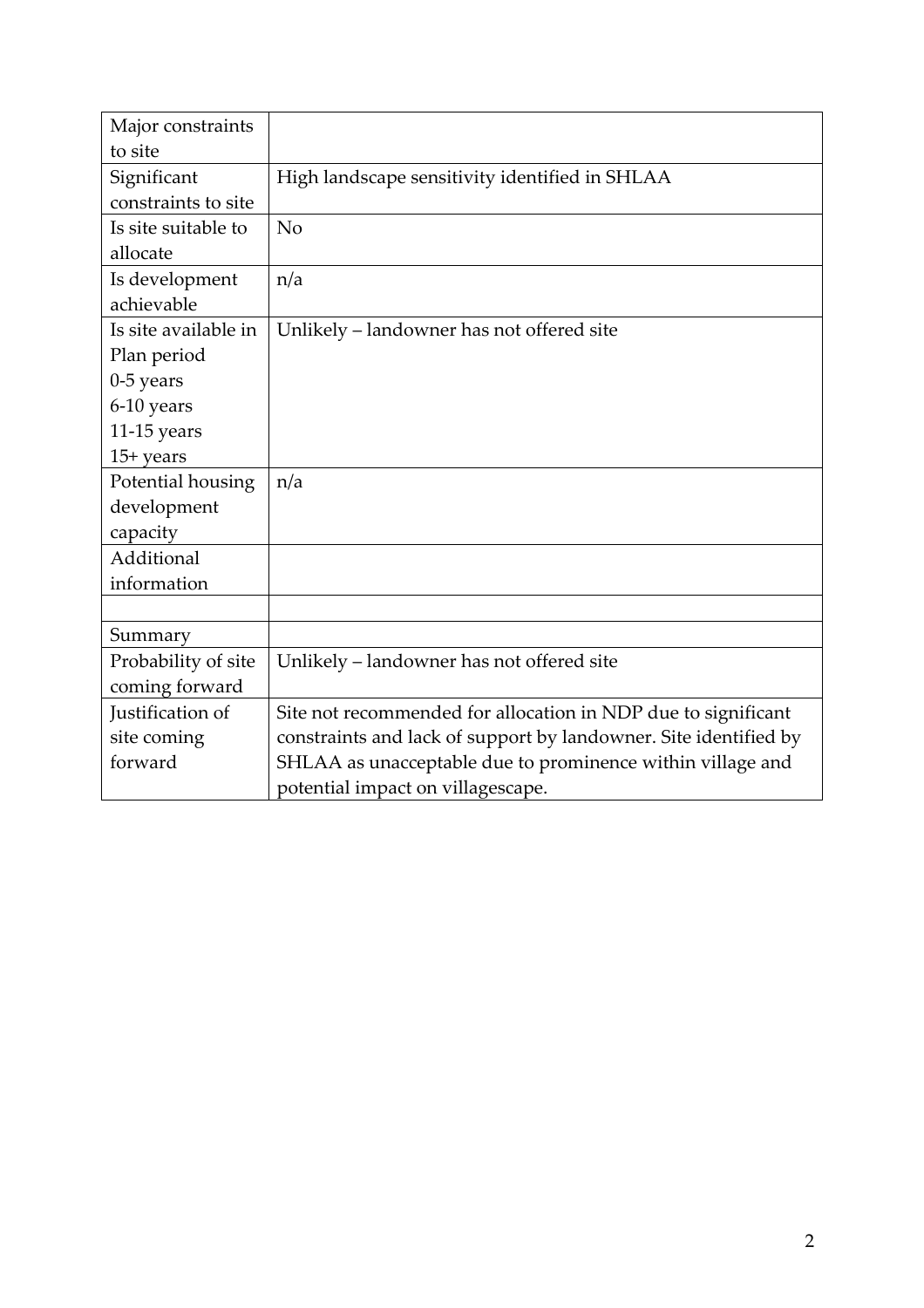| | |
|---|---|
| Major constraints to site | |
| Significant constraints to site | High landscape sensitivity identified in SHLAA |
| Is site suitable to allocate | No |
| Is development achievable | n/a |
| Is site available in Plan period<br>0-5 years<br>6-10 years<br>11-15 years<br>15+ years | Unlikely – landowner has not offered site |
| Potential housing development capacity | n/a |
| Additional information | |
| | |
| Summary | |
| Probability of site coming forward | Unlikely – landowner has not offered site |
| Justification of site coming forward | Site not recommended for allocation in NDP due to significant constraints and lack of support by landowner. Site identified by SHLAA as unacceptable due to prominence within village and potential impact on villagescape. |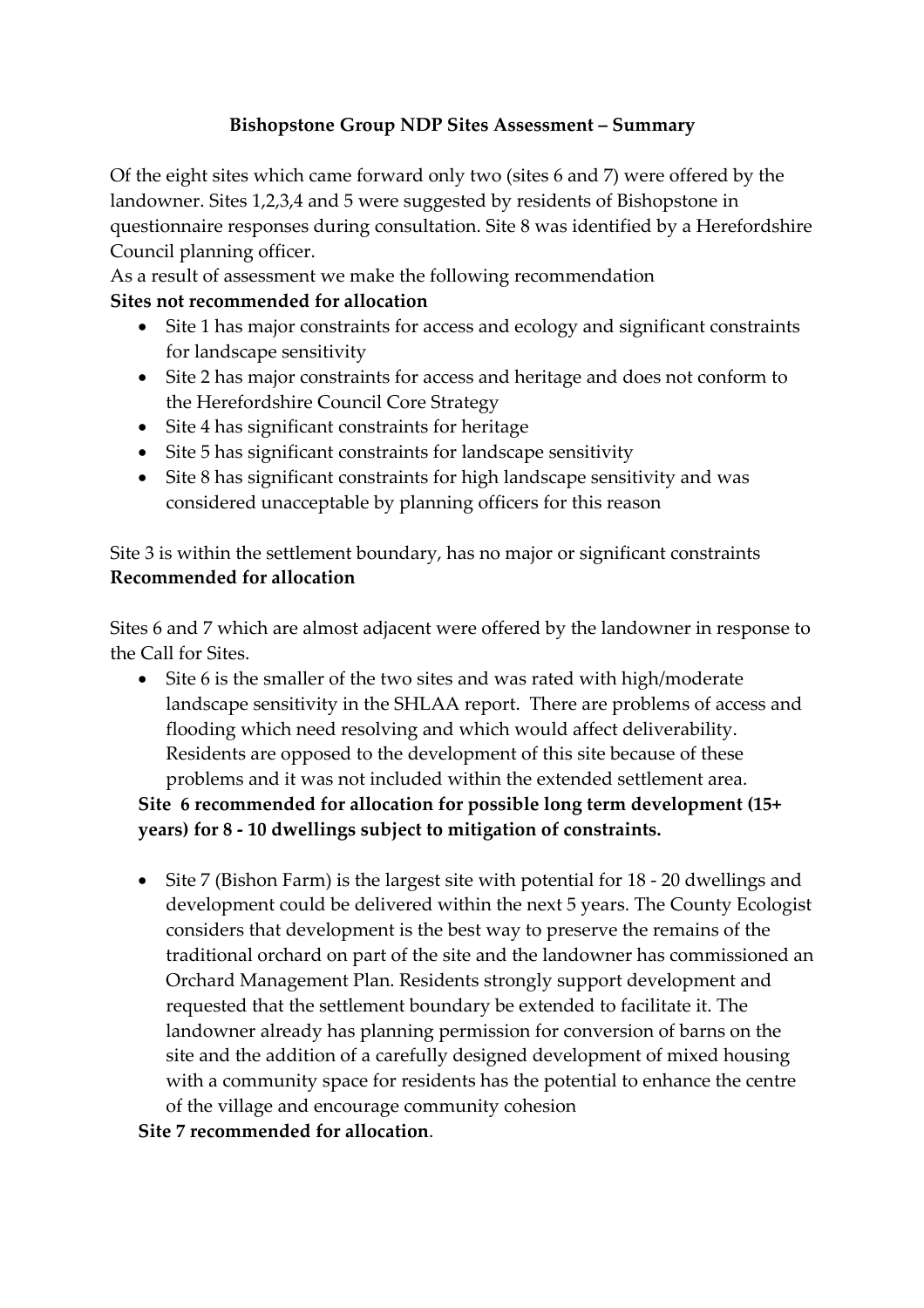**Bishopstone Group NDP Sites Assessment – Summary**

Of the eight sites which came forward only two (sites 6 and 7) were offered by the landowner. Sites 1,2,3,4 and 5 were suggested by residents of Bishopstone in questionnaire responses during consultation. Site 8 was identified by a Herefordshire Council planning officer.

As a result of assessment we make the following recommendation

**Sites not recommended for allocation**

- Site 1 has major constraints for access and ecology and significant constraints for landscape sensitivity
- Site 2 has major constraints for access and heritage and does not conform to the Herefordshire Council Core Strategy
- Site 4 has significant constraints for heritage
- Site 5 has significant constraints for landscape sensitivity
- Site 8 has significant constraints for high landscape sensitivity and was considered unacceptable by planning officers for this reason

Site 3 is within the settlement boundary, has no major or significant constraints

**Recommended for allocation**

Sites 6 and 7 which are almost adjacent were offered by the landowner in response to the Call for Sites.

- Site 6 is the smaller of the two sites and was rated with high/moderate landscape sensitivity in the SHLAA report. There are problems of access and flooding which need resolving and which would affect deliverability. Residents are opposed to the development of this site because of these problems and it was not included within the extended settlement area.

**Site 6 recommended for allocation for possible long term development (15+ years) for 8 - 10 dwellings subject to mitigation of constraints.**

- Site 7 (Bishon Farm) is the largest site with potential for 18 - 20 dwellings and development could be delivered within the next 5 years. The County Ecologist considers that development is the best way to preserve the remains of the traditional orchard on part of the site and the landowner has commissioned an Orchard Management Plan. Residents strongly support development and requested that the settlement boundary be extended to facilitate it. The landowner already has planning permission for conversion of barns on the site and the addition of a carefully designed development of mixed housing with a community space for residents has the potential to enhance the centre of the village and encourage community cohesion

**Site 7 recommended for allocation**.